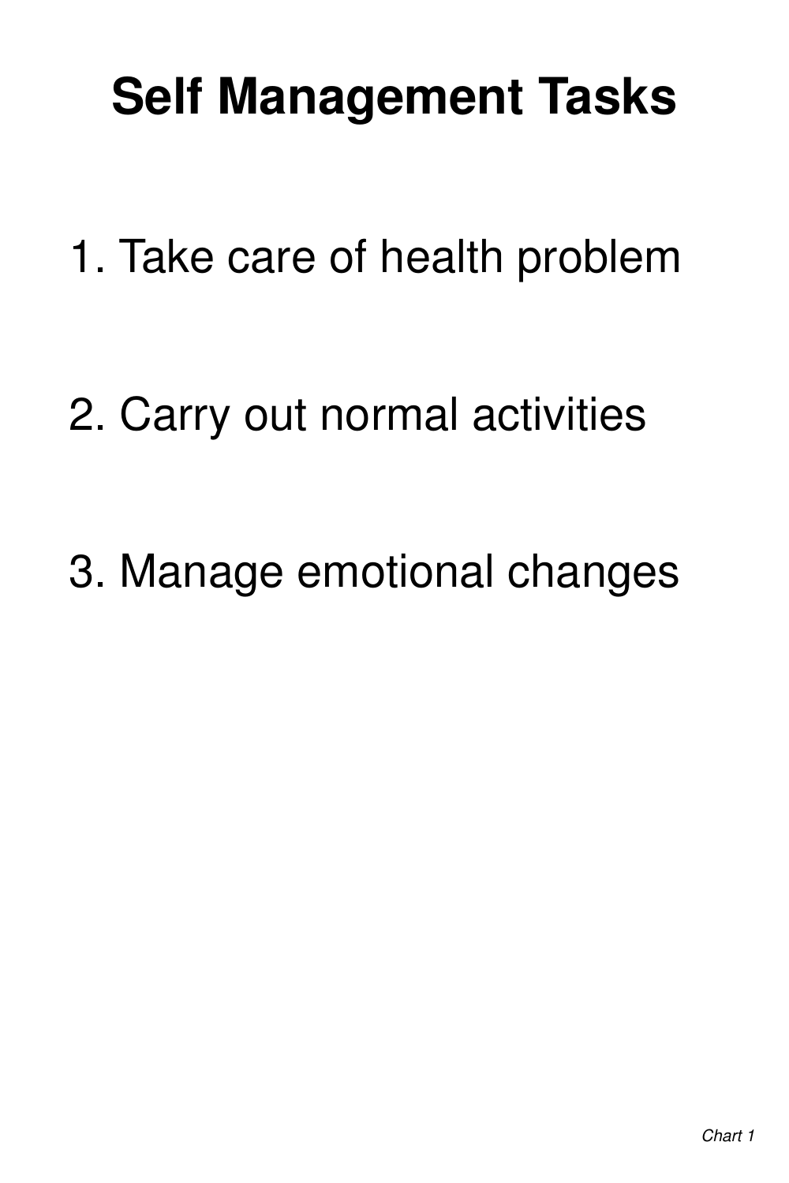# Self Management Tasks

1. Take care of health problem

2. Carry out normal activities

3. Manage emotional changes

*Chart 1*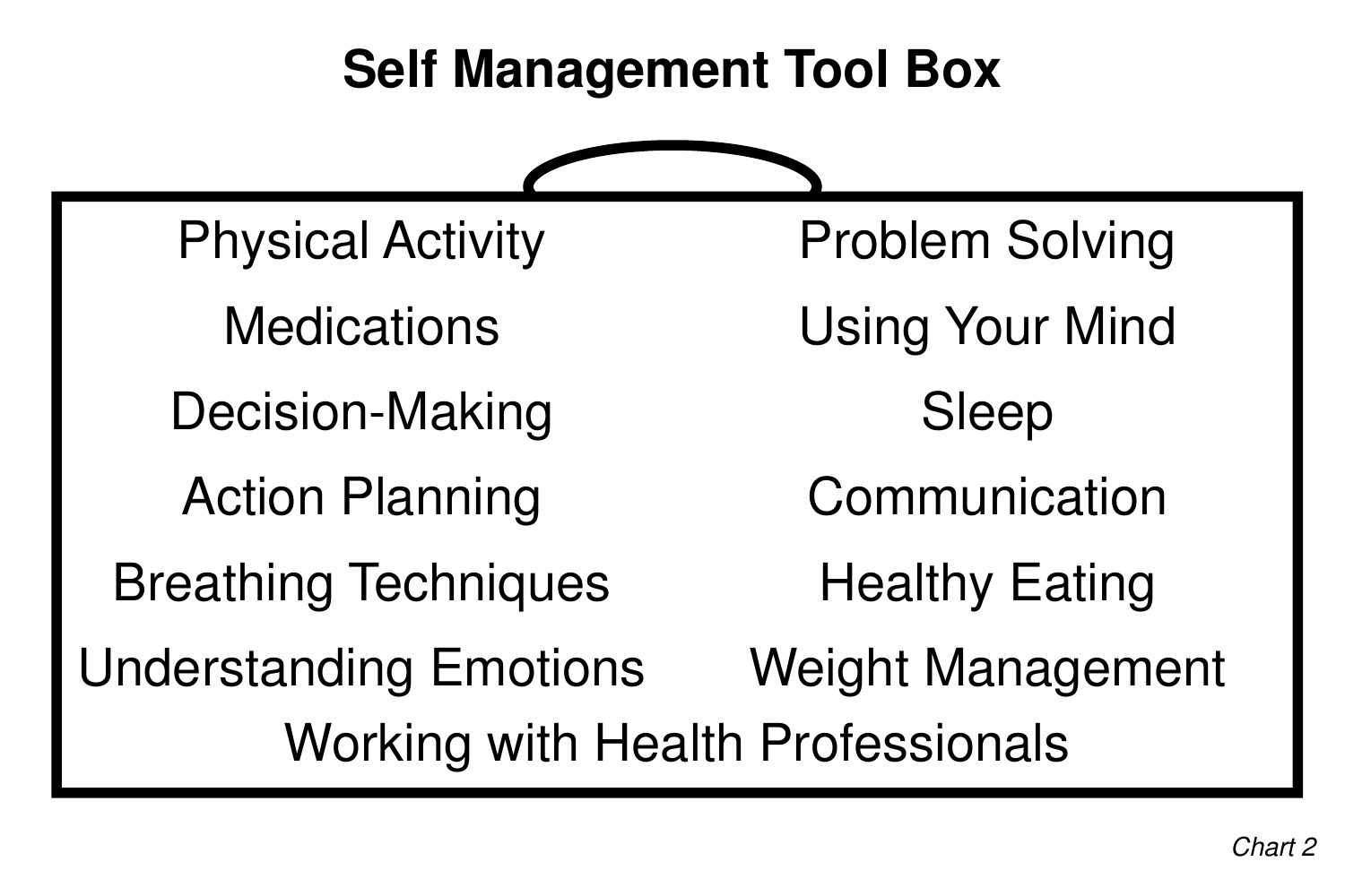# Self Management Tool Box

| | |
|---|---|
| Physical Activity | Problem Solving |
| Medications | Using Your Mind |
| Decision-Making | Sleep |
| Action Planning | Communication |
| Breathing Techniques | Healthy Eating |
| Understanding Emotions | Weight Management |

Working with Health Professionals

*Chart 2*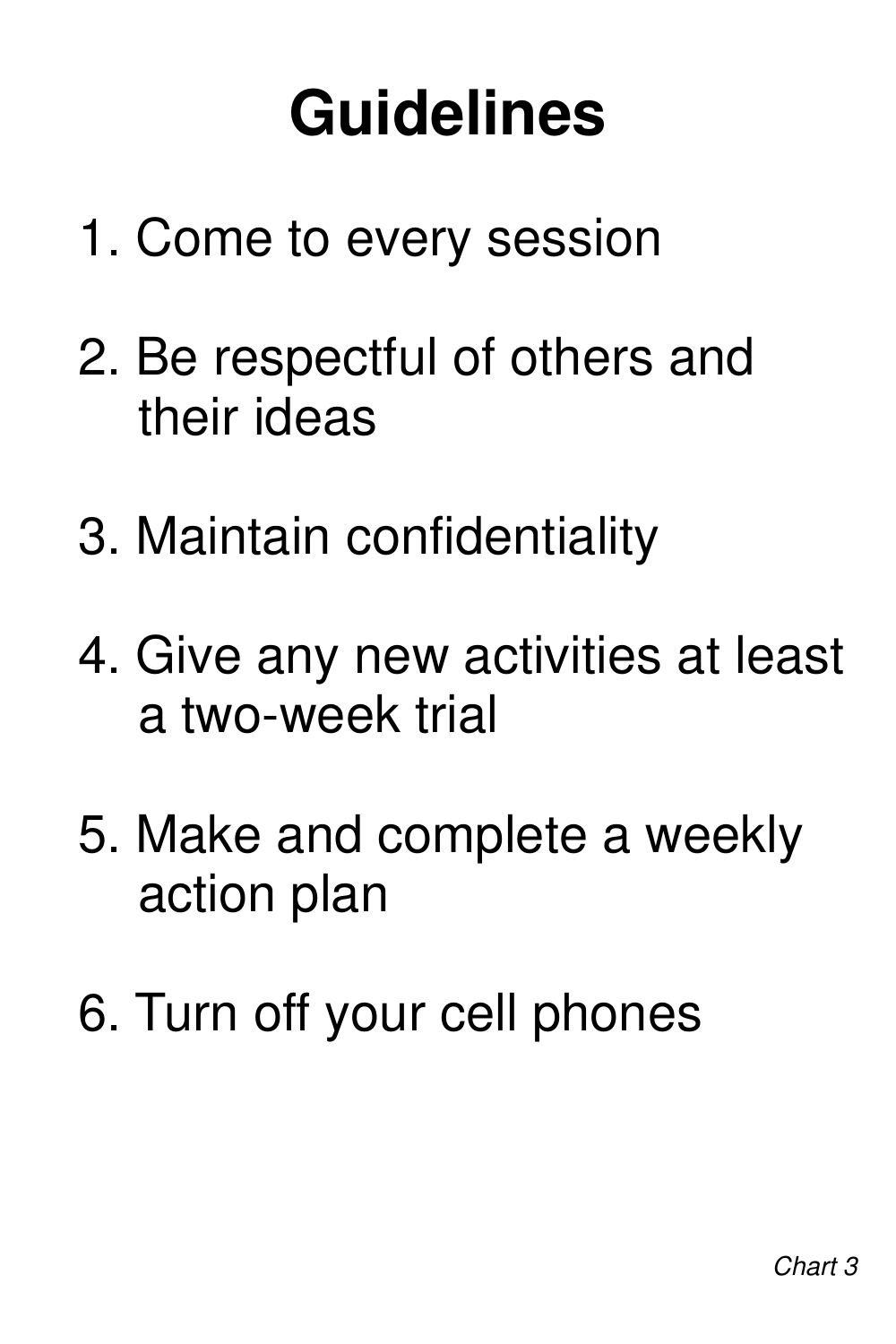# Guidelines

1. Come to every session
2. Be respectful of others and their ideas
3. Maintain confidentiality
4. Give any new activities at least a two-week trial
5. Make and complete a weekly action plan
6. Turn off your cell phones

*Chart 3*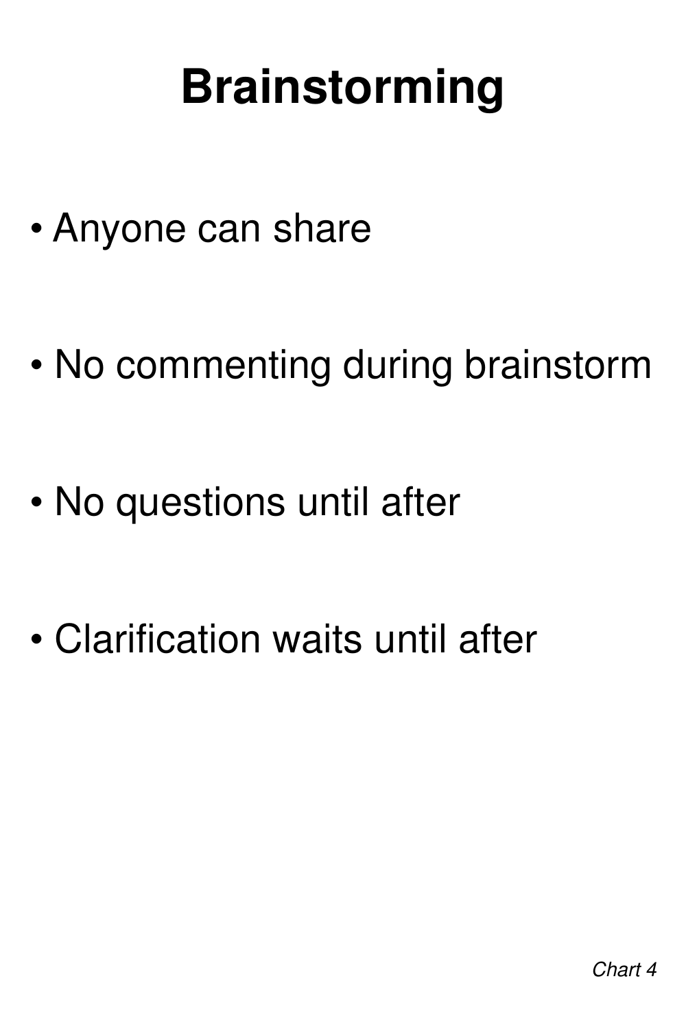# Brainstorming

- Anyone can share
- No commenting during brainstorm
- No questions until after
- Clarification waits until after

*Chart 4*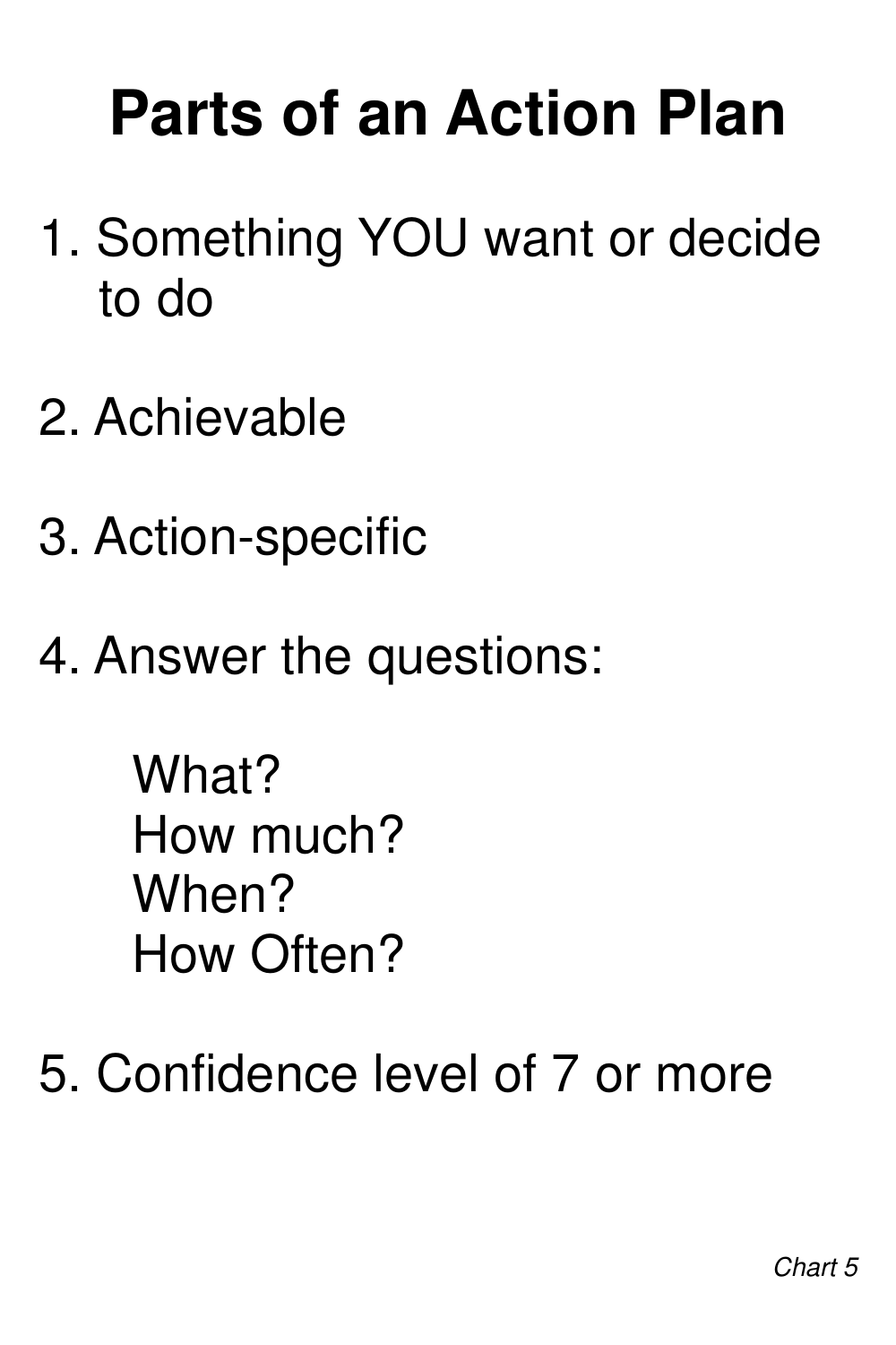# Parts of an Action Plan

1. Something YOU want or decide to do
2. Achievable
3. Action-specific
4. Answer the questions:

   What?
   How much?
   When?
   How Often?

5. Confidence level of 7 or more

*Chart 5*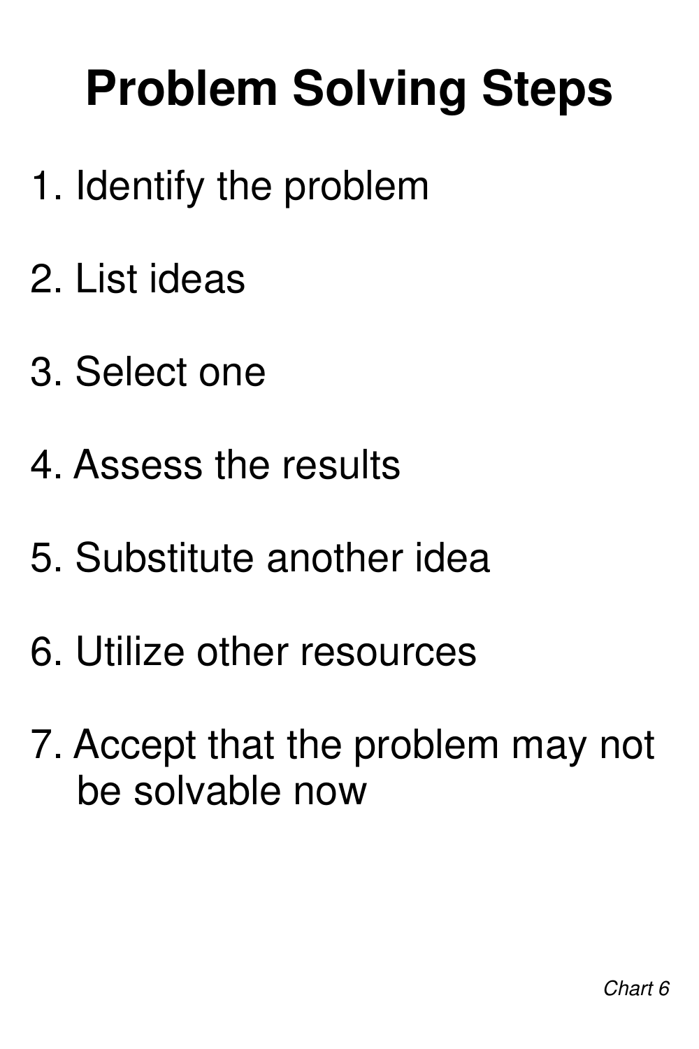# Problem Solving Steps

1. Identify the problem
2. List ideas
3. Select one
4. Assess the results
5. Substitute another idea
6. Utilize other resources
7. Accept that the problem may not be solvable now

*Chart 6*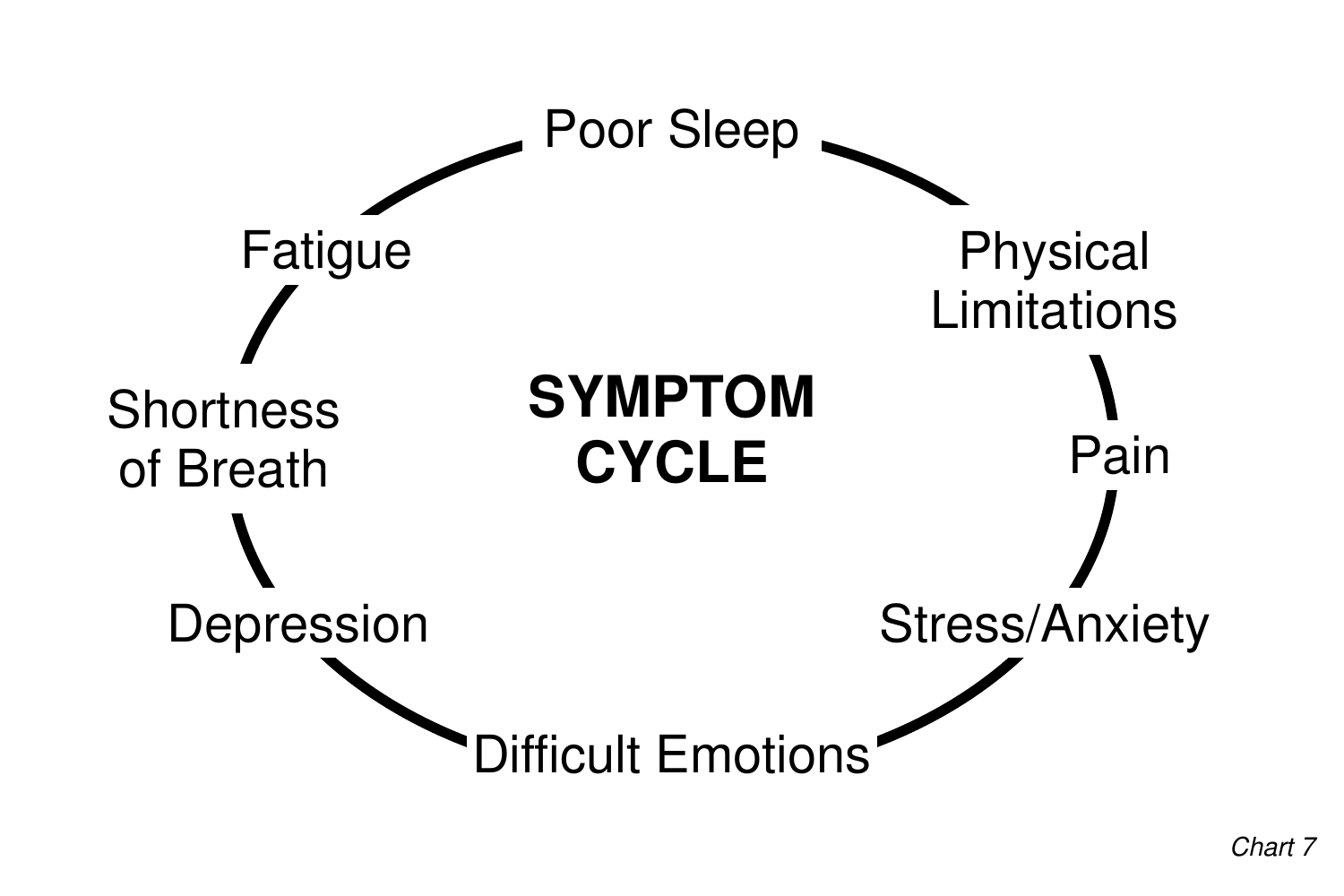# SYMPTOM CYCLE

- Poor Sleep
- Physical Limitations
- Pain
- Stress/Anxiety
- Difficult Emotions
- Depression
- Shortness of Breath
- Fatigue

*Chart 7*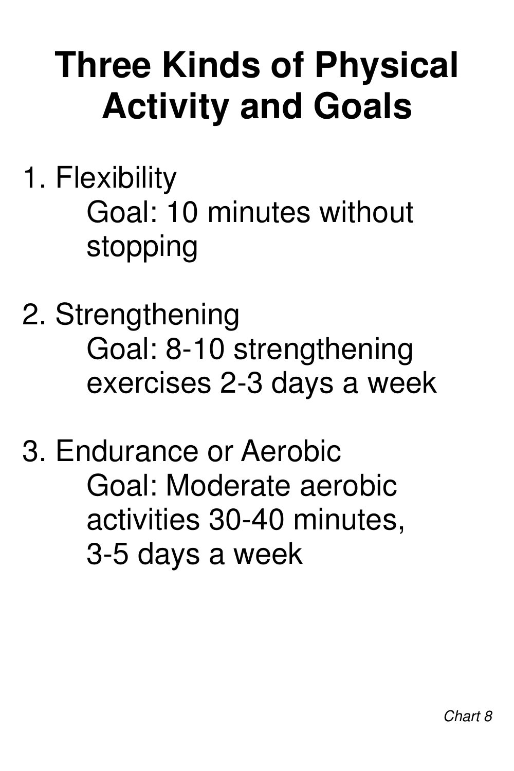# Three Kinds of Physical Activity and Goals

1. Flexibility
   Goal: 10 minutes without stopping

2. Strengthening
   Goal: 8-10 strengthening exercises 2-3 days a week

3. Endurance or Aerobic
   Goal: Moderate aerobic activities 30-40 minutes, 3-5 days a week

*Chart 8*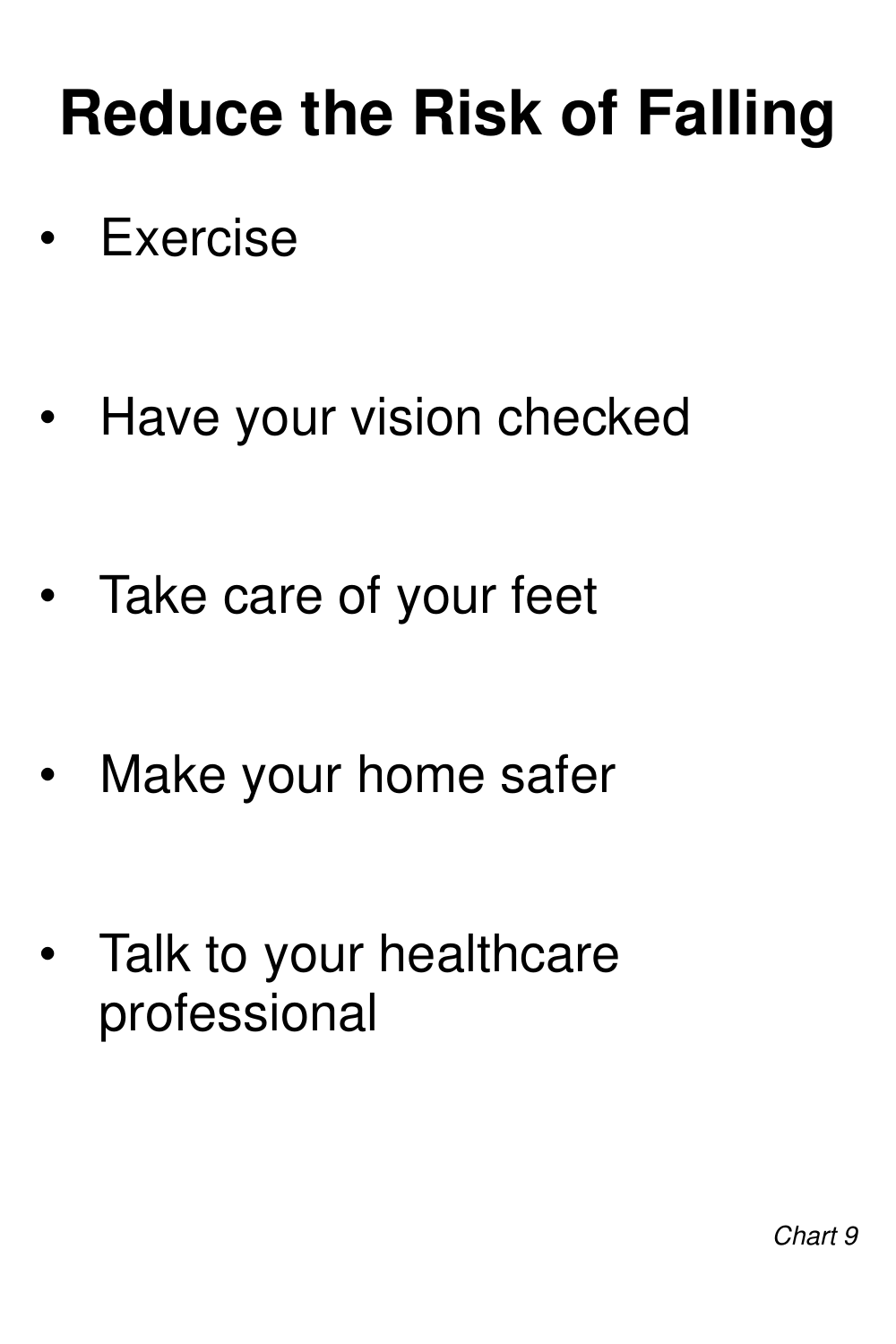# Reduce the Risk of Falling

- Exercise
- Have your vision checked
- Take care of your feet
- Make your home safer
- Talk to your healthcare professional

*Chart 9*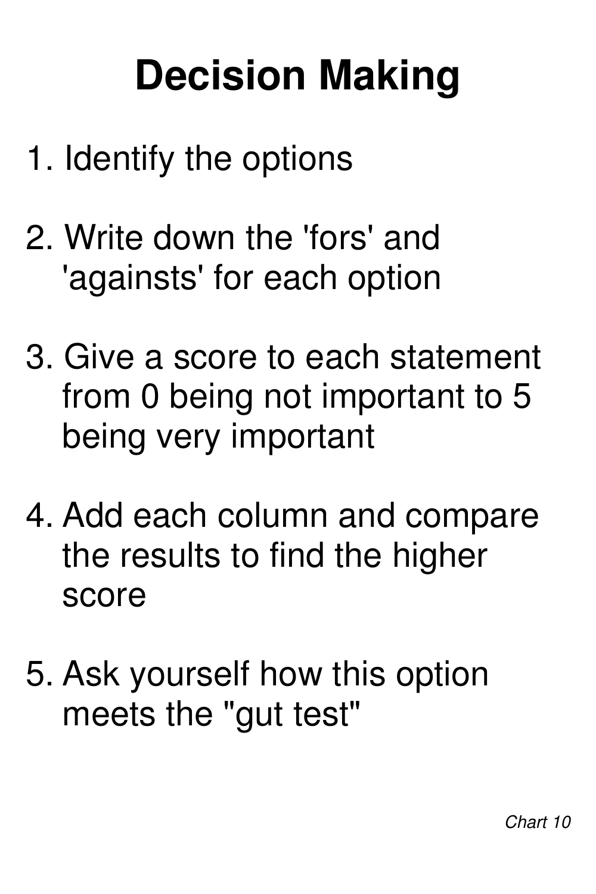# Decision Making

1. Identify the options

2. Write down the 'fors' and 'againsts' for each option

3. Give a score to each statement from 0 being not important to 5 being very important

4. Add each column and compare the results to find the higher score

5. Ask yourself how this option meets the "gut test"

*Chart 10*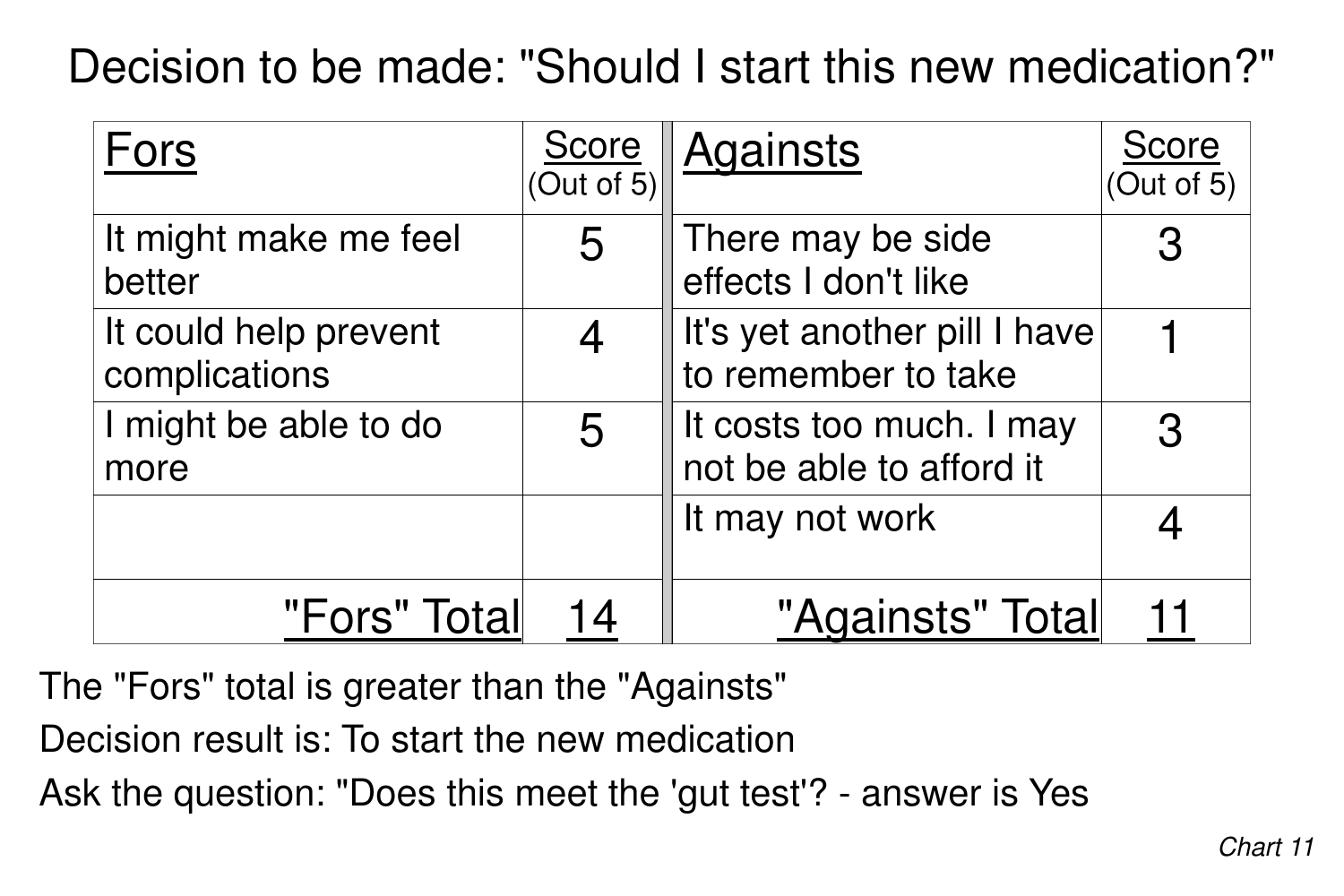# Decision to be made: "Should I start this new medication?"

| Fors | Score (Out of 5) | Againsts | Score (Out of 5) |
|---|---|---|---|
| It might make me feel better | 5 | There may be side effects I don't like | 3 |
| It could help prevent complications | 4 | It's yet another pill I have to remember to take | 1 |
| I might be able to do more | 5 | It costs too much. I may not be able to afford it | 3 |
| | | It may not work | 4 |
| "Fors" Total | 14 | "Againsts" Total | 11 |

The "Fors" total is greater than the "Againsts"

Decision result is: To start the new medication

Ask the question: "Does this meet the 'gut test'? - answer is Yes

*Chart 11*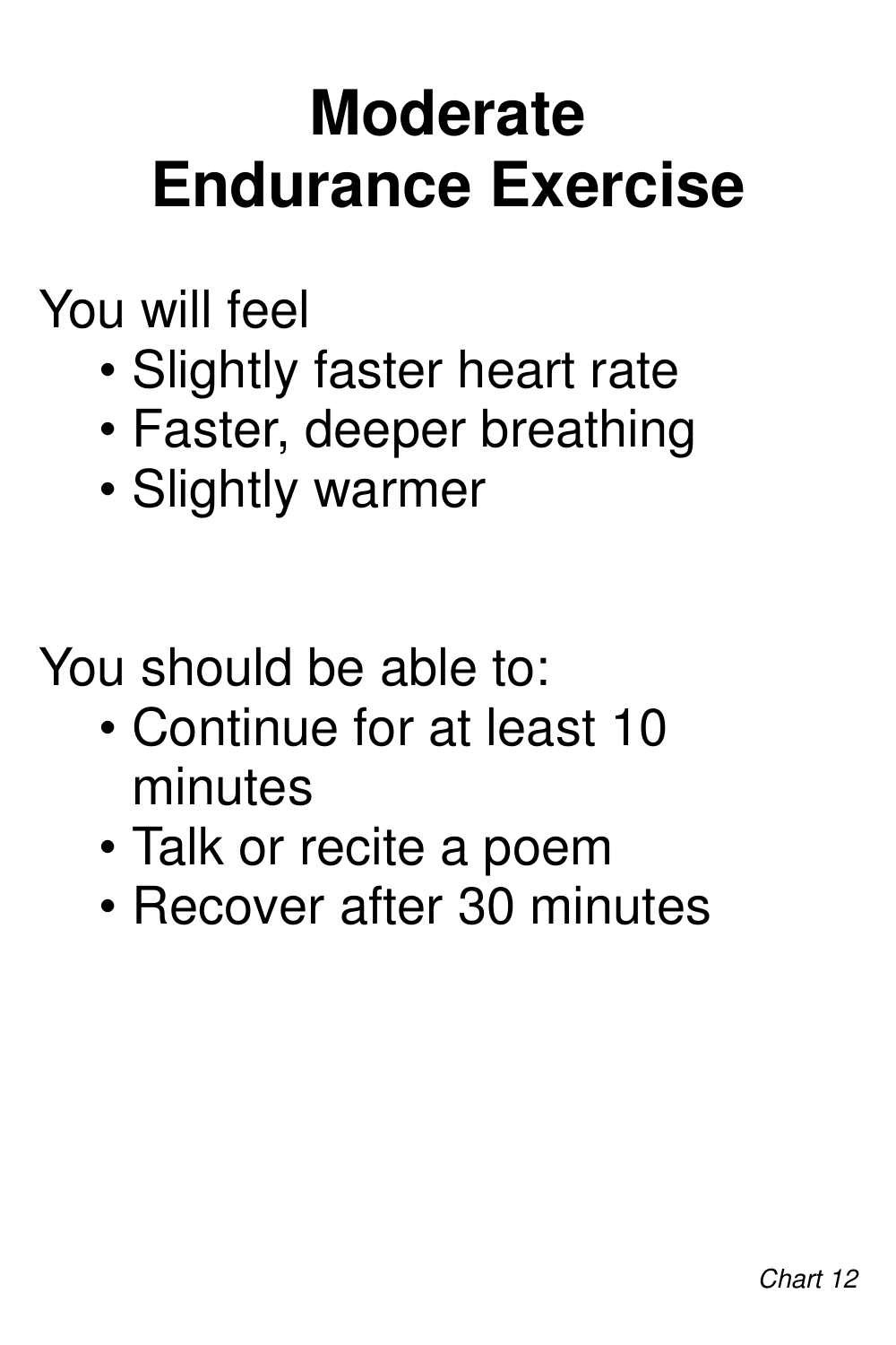# Moderate Endurance Exercise

You will feel

- Slightly faster heart rate
- Faster, deeper breathing
- Slightly warmer

You should be able to:

- Continue for at least 10 minutes
- Talk or recite a poem
- Recover after 30 minutes

*Chart 12*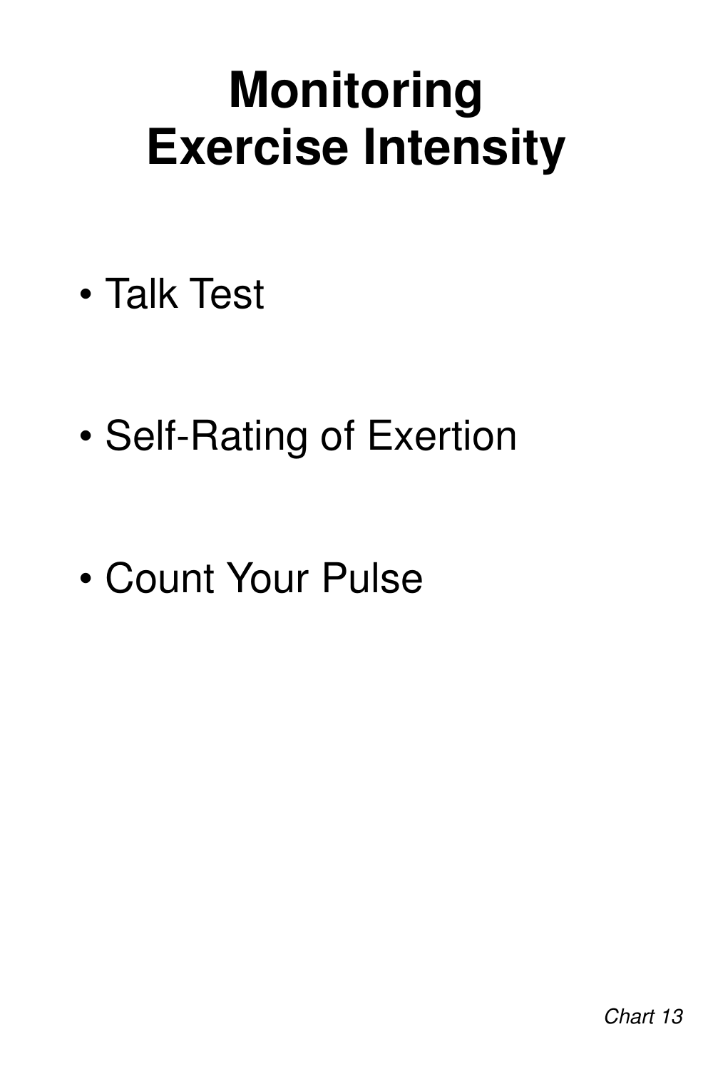# Monitoring Exercise Intensity

- Talk Test
- Self-Rating of Exertion
- Count Your Pulse

*Chart 13*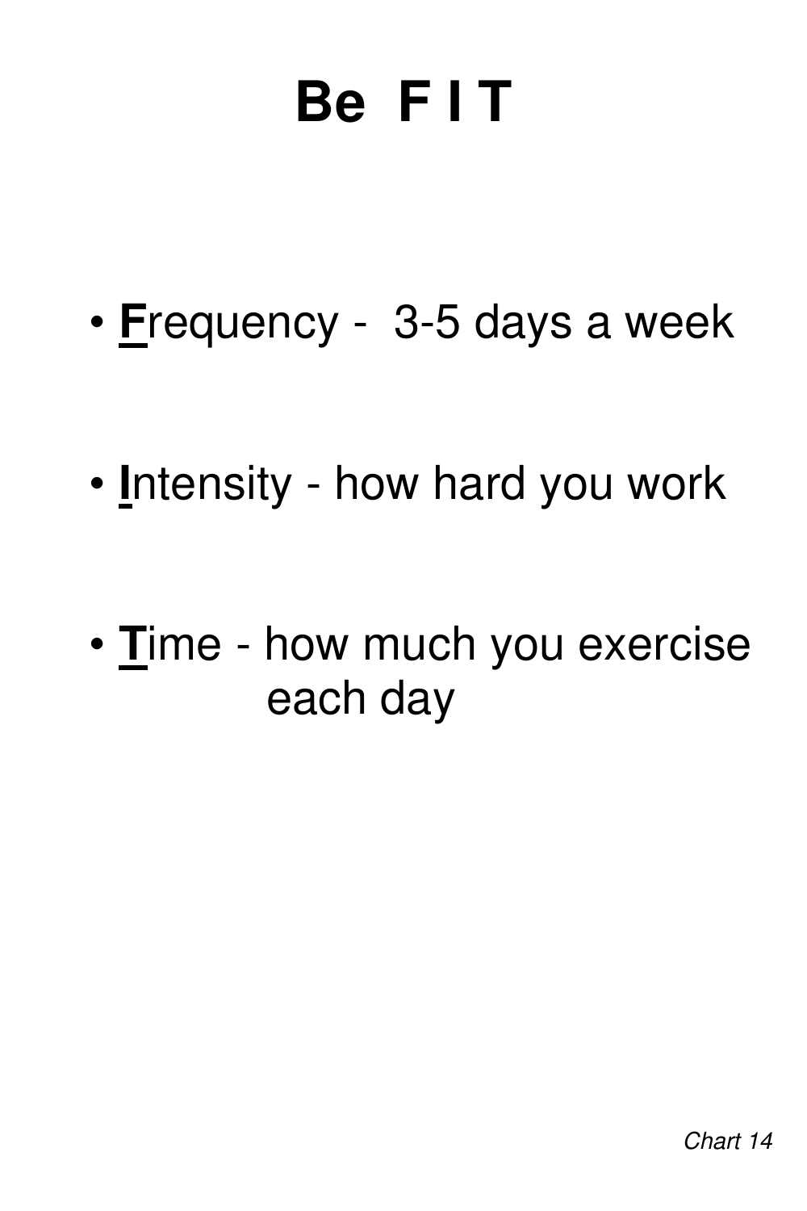# Be F I T

- **F**requency - 3-5 days a week
- **I**ntensity - how hard you work
- **T**ime - how much you exercise each day

*Chart 14*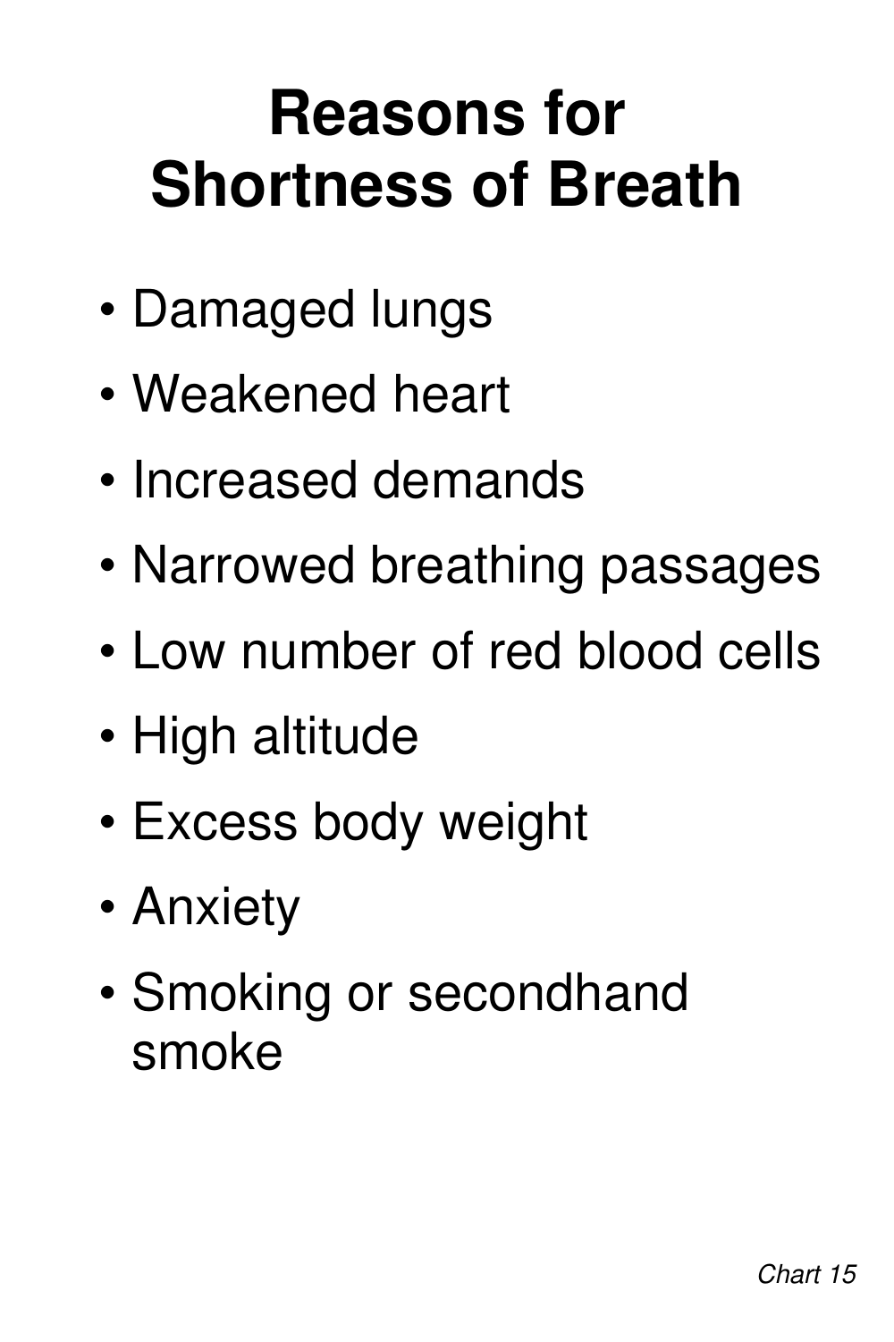# Reasons for Shortness of Breath

- Damaged lungs
- Weakened heart
- Increased demands
- Narrowed breathing passages
- Low number of red blood cells
- High altitude
- Excess body weight
- Anxiety
- Smoking or secondhand smoke

*Chart 15*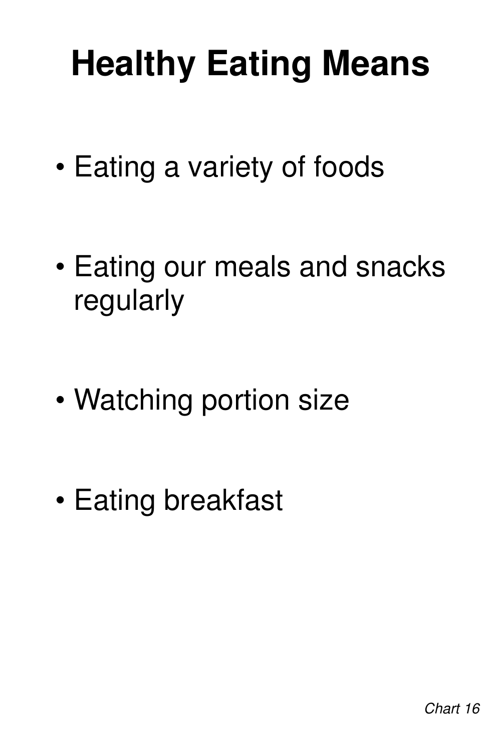# Healthy Eating Means

- Eating a variety of foods
- Eating our meals and snacks regularly
- Watching portion size
- Eating breakfast

*Chart 16*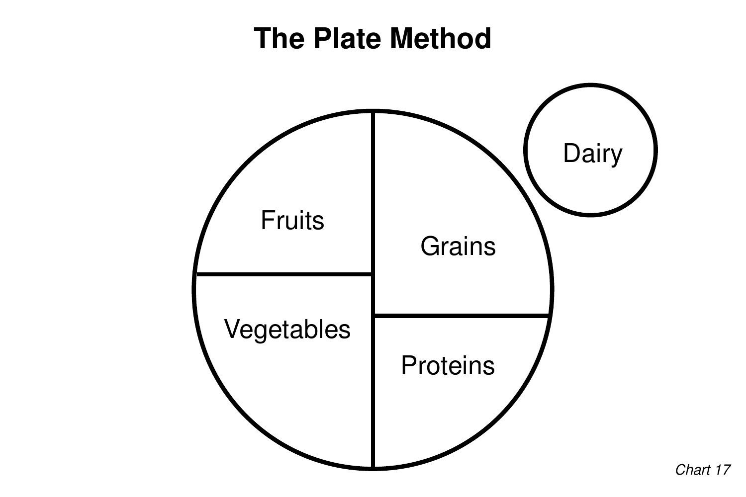# The Plate Method

Fruits

Grains

Vegetables

Proteins

Dairy

*Chart 17*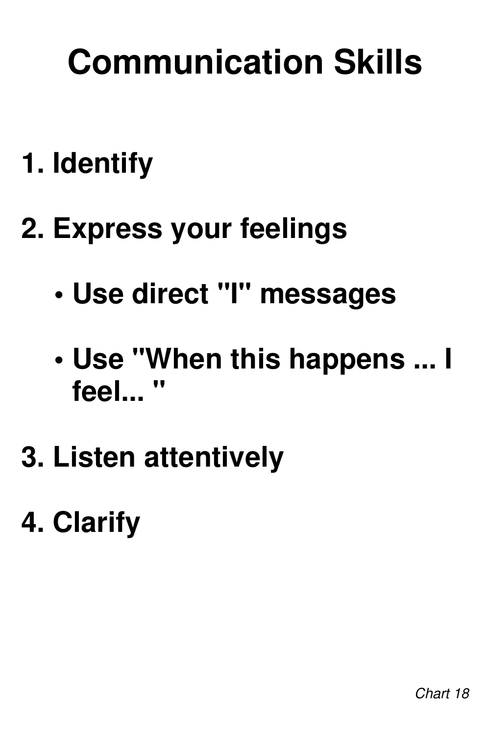# Communication Skills

1. Identify

2. Express your feelings

    - Use direct "I" messages

    - Use "When this happens ... I feel... "

3. Listen attentively

4. Clarify

*Chart 18*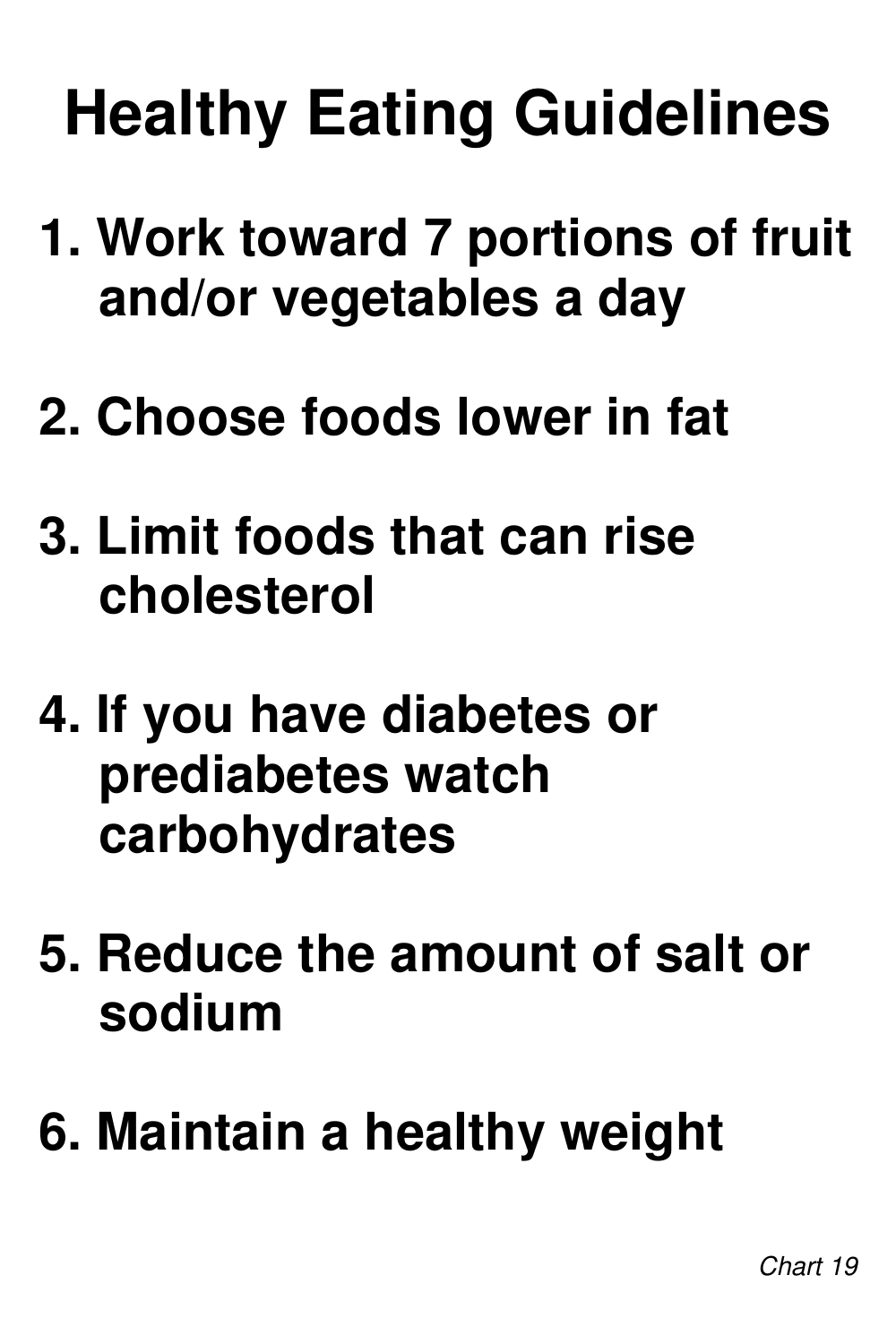# Healthy Eating Guidelines

1. Work toward 7 portions of fruit and/or vegetables a day

2. Choose foods lower in fat

3. Limit foods that can rise cholesterol

4. If you have diabetes or prediabetes watch carbohydrates

5. Reduce the amount of salt or sodium

6. Maintain a healthy weight

*Chart 19*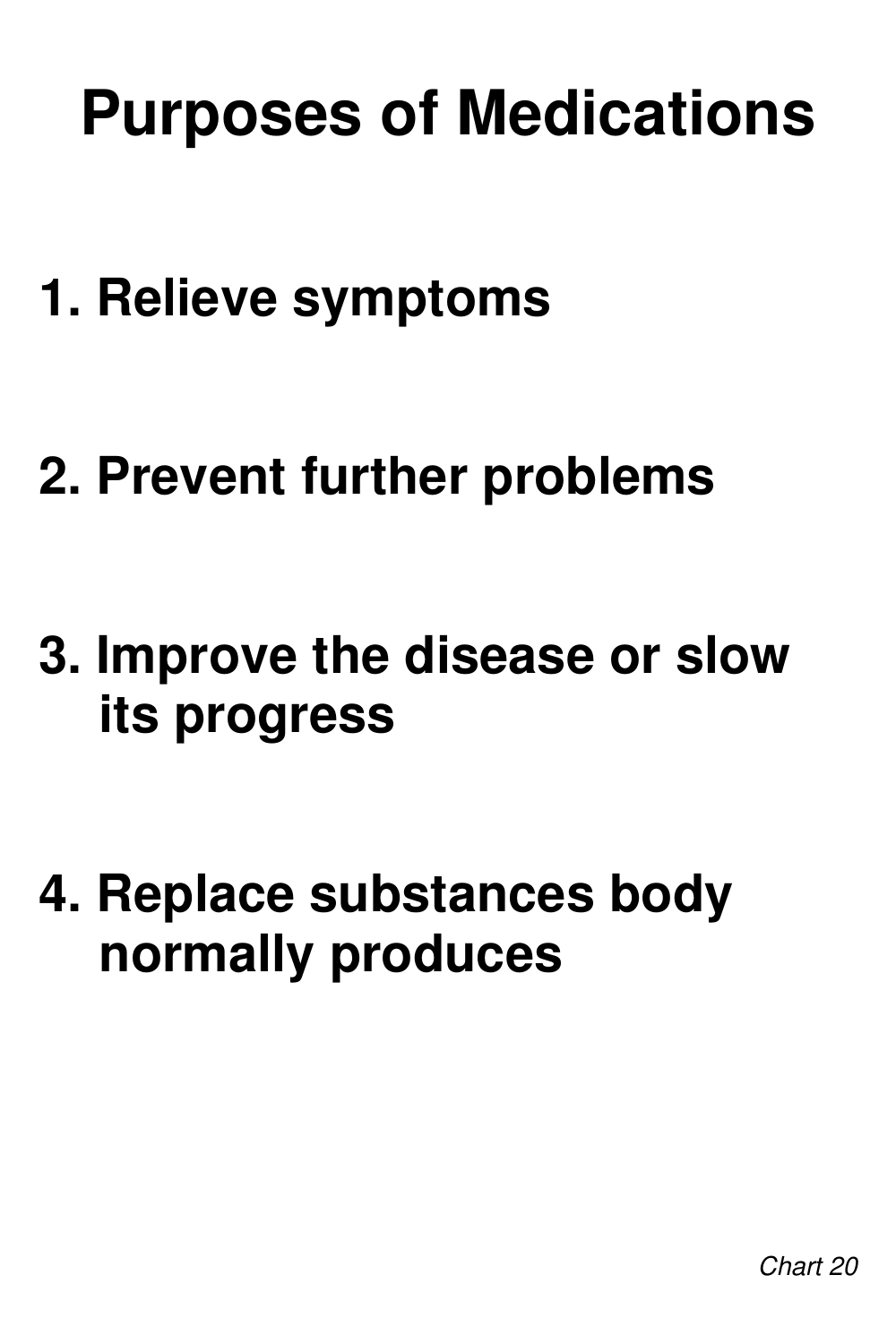# Purposes of Medications

1. Relieve symptoms
2. Prevent further problems
3. Improve the disease or slow its progress
4. Replace substances body normally produces

*Chart 20*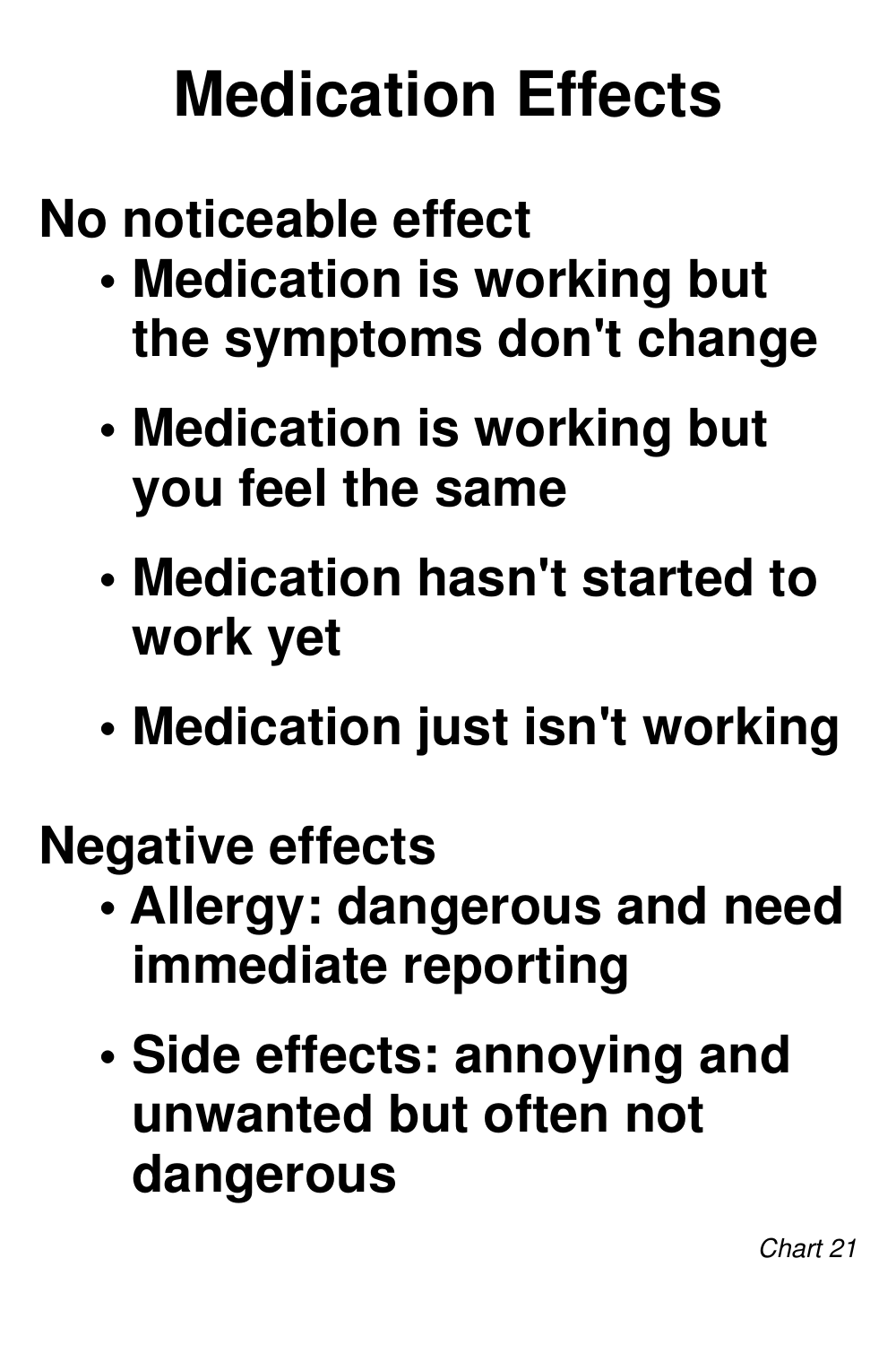# Medication Effects

**No noticeable effect**

- **Medication is working but the symptoms don't change**
- **Medication is working but you feel the same**
- **Medication hasn't started to work yet**
- **Medication just isn't working**

**Negative effects**

- **Allergy: dangerous and need immediate reporting**
- **Side effects: annoying and unwanted but often not dangerous**

*Chart 21*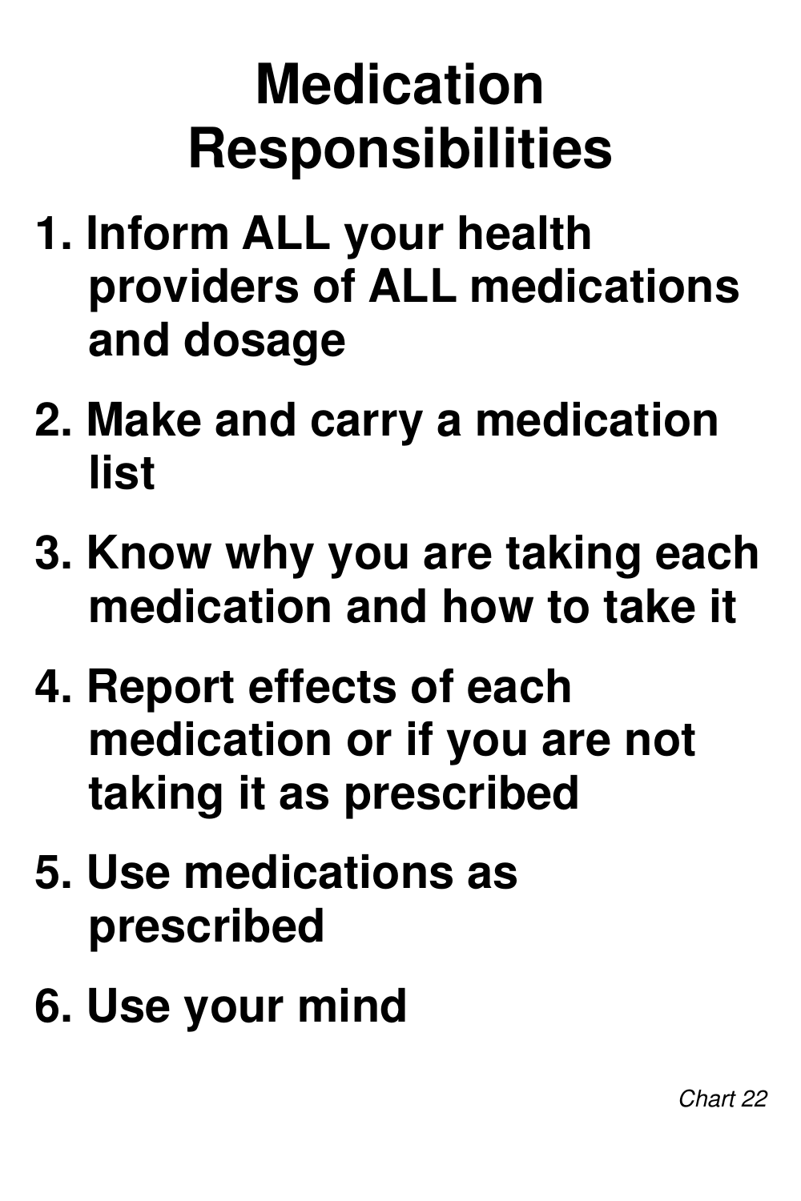# Medication Responsibilities

1. Inform ALL your health providers of ALL medications and dosage
2. Make and carry a medication list
3. Know why you are taking each medication and how to take it
4. Report effects of each medication or if you are not taking it as prescribed
5. Use medications as prescribed
6. Use your mind

*Chart 22*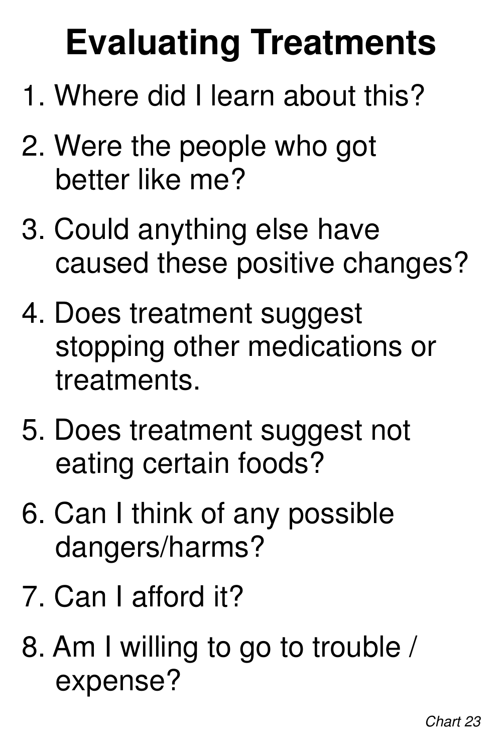# Evaluating Treatments

1. Where did I learn about this?
2. Were the people who got better like me?
3. Could anything else have caused these positive changes?
4. Does treatment suggest stopping other medications or treatments.
5. Does treatment suggest not eating certain foods?
6. Can I think of any possible dangers/harms?
7. Can I afford it?
8. Am I willing to go to trouble / expense?

*Chart 23*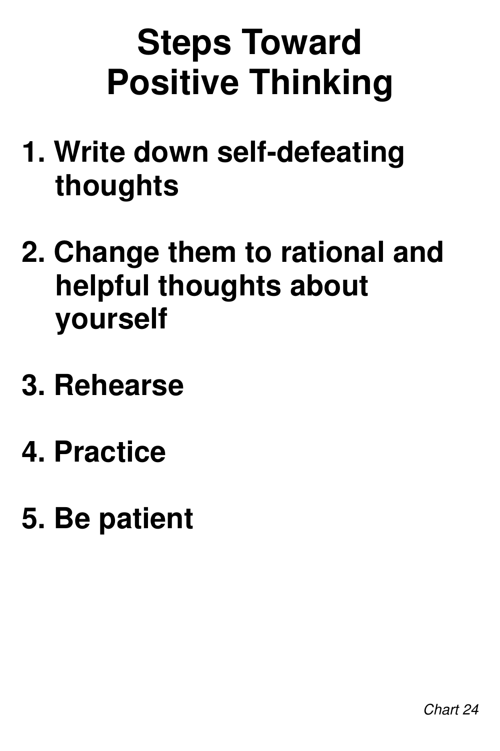# Steps Toward Positive Thinking

1. Write down self-defeating thoughts

2. Change them to rational and helpful thoughts about yourself

3. Rehearse

4. Practice

5. Be patient

*Chart 24*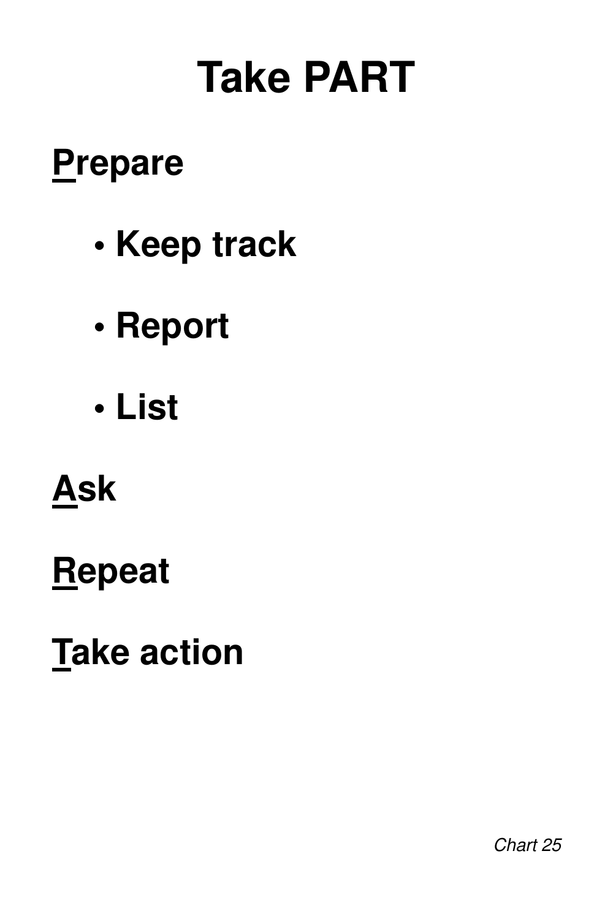# Take PART

**<u>P</u>repare**

- **Keep track**
- **Report**
- **List**

**<u>A</u>sk**

**<u>R</u>epeat**

**<u>T</u>ake action**

*Chart 25*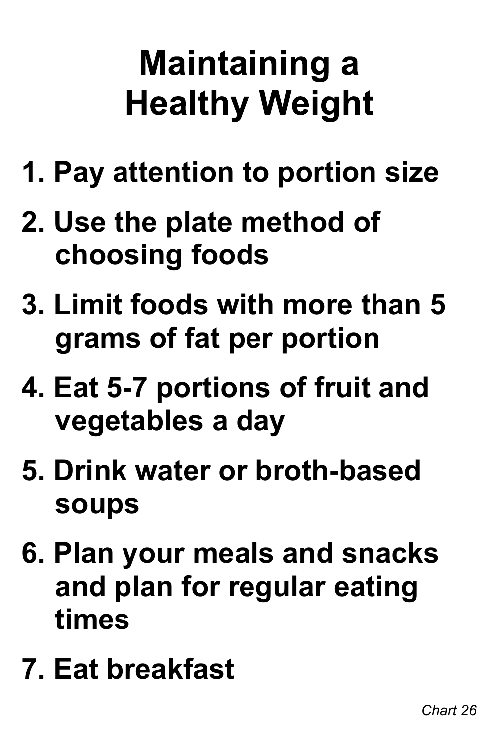# Maintaining a Healthy Weight

1. Pay attention to portion size
2. Use the plate method of choosing foods
3. Limit foods with more than 5 grams of fat per portion
4. Eat 5-7 portions of fruit and vegetables a day
5. Drink water or broth-based soups
6. Plan your meals and snacks and plan for regular eating times
7. Eat breakfast

*Chart 26*